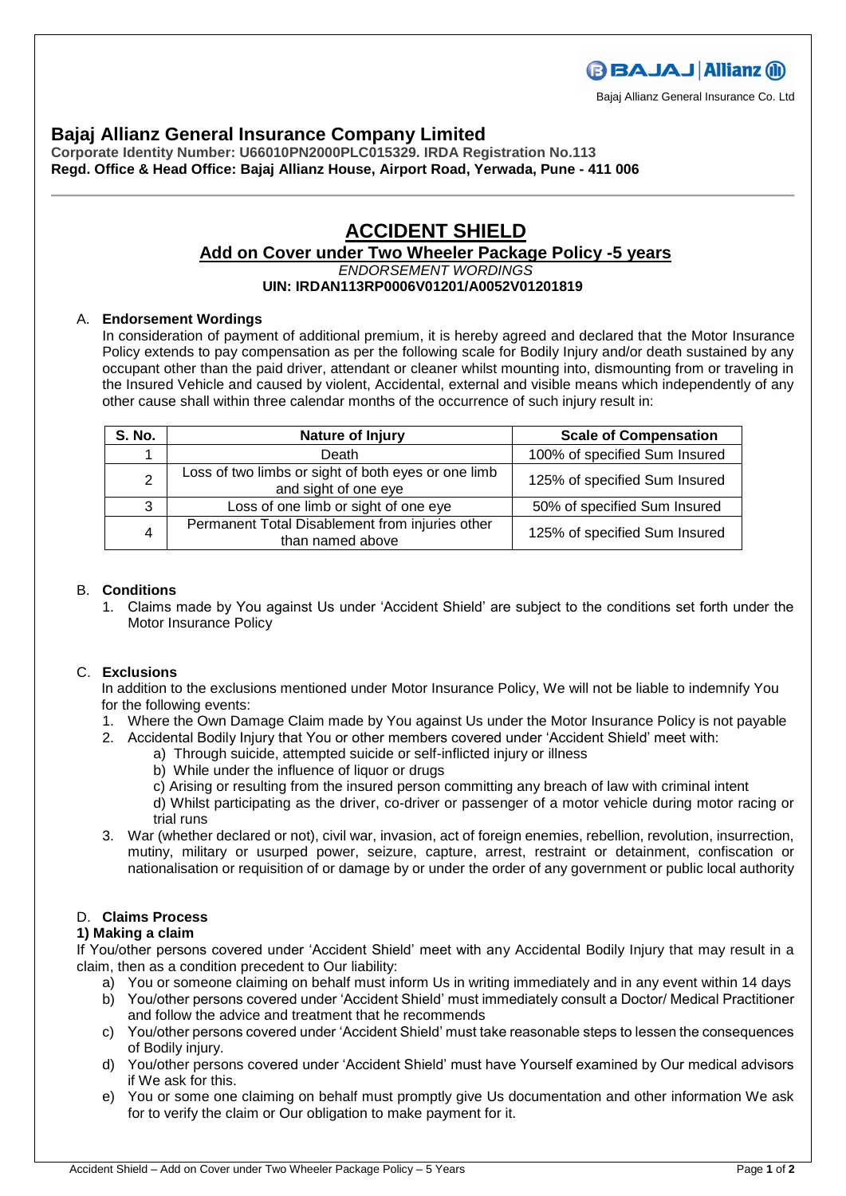Bajaj Allianz General Insurance Co. Ltd

# Bajaj Allianz General Insurance Company Limited

**Corporate Identity Number: U66010PN2000PLC015329. IRDA Registration No.113**
**Regd. Office & Head Office: Bajaj Allianz House, Airport Road, Yerwada, Pune - 411 006**

# ACCIDENT SHIELD

## Add on Cover under Two Wheeler Package Policy -5 years

*ENDORSEMENT WORDINGS*

**UIN: IRDAN113RP0006V01201/A0052V01201819**

### A. Endorsement Wordings

In consideration of payment of additional premium, it is hereby agreed and declared that the Motor Insurance Policy extends to pay compensation as per the following scale for Bodily Injury and/or death sustained by any occupant other than the paid driver, attendant or cleaner whilst mounting into, dismounting from or traveling in the Insured Vehicle and caused by violent, Accidental, external and visible means which independently of any other cause shall within three calendar months of the occurrence of such injury result in:

| S. No. | Nature of Injury | Scale of Compensation |
|---|---|---|
| 1 | Death | 100% of specified Sum Insured |
| 2 | Loss of two limbs or sight of both eyes or one limb and sight of one eye | 125% of specified Sum Insured |
| 3 | Loss of one limb or sight of one eye | 50% of specified Sum Insured |
| 4 | Permanent Total Disablement from injuries other than named above | 125% of specified Sum Insured |

### B. Conditions

1. Claims made by You against Us under 'Accident Shield' are subject to the conditions set forth under the Motor Insurance Policy

### C. Exclusions

In addition to the exclusions mentioned under Motor Insurance Policy, We will not be liable to indemnify You for the following events:

1. Where the Own Damage Claim made by You against Us under the Motor Insurance Policy is not payable
2. Accidental Bodily Injury that You or other members covered under 'Accident Shield' meet with:
   a) Through suicide, attempted suicide or self-inflicted injury or illness
   b) While under the influence of liquor or drugs
   c) Arising or resulting from the insured person committing any breach of law with criminal intent
   d) Whilst participating as the driver, co-driver or passenger of a motor vehicle during motor racing or trial runs
3. War (whether declared or not), civil war, invasion, act of foreign enemies, rebellion, revolution, insurrection, mutiny, military or usurped power, seizure, capture, arrest, restraint or detainment, confiscation or nationalisation or requisition of or damage by or under the order of any government or public local authority

### D. Claims Process

**1) Making a claim**

If You/other persons covered under 'Accident Shield' meet with any Accidental Bodily Injury that may result in a claim, then as a condition precedent to Our liability:

a) You or someone claiming on behalf must inform Us in writing immediately and in any event within 14 days
b) You/other persons covered under 'Accident Shield' must immediately consult a Doctor/ Medical Practitioner and follow the advice and treatment that he recommends
c) You/other persons covered under 'Accident Shield' must take reasonable steps to lessen the consequences of Bodily injury.
d) You/other persons covered under 'Accident Shield' must have Yourself examined by Our medical advisors if We ask for this.
e) You or some one claiming on behalf must promptly give Us documentation and other information We ask for to verify the claim or Our obligation to make payment for it.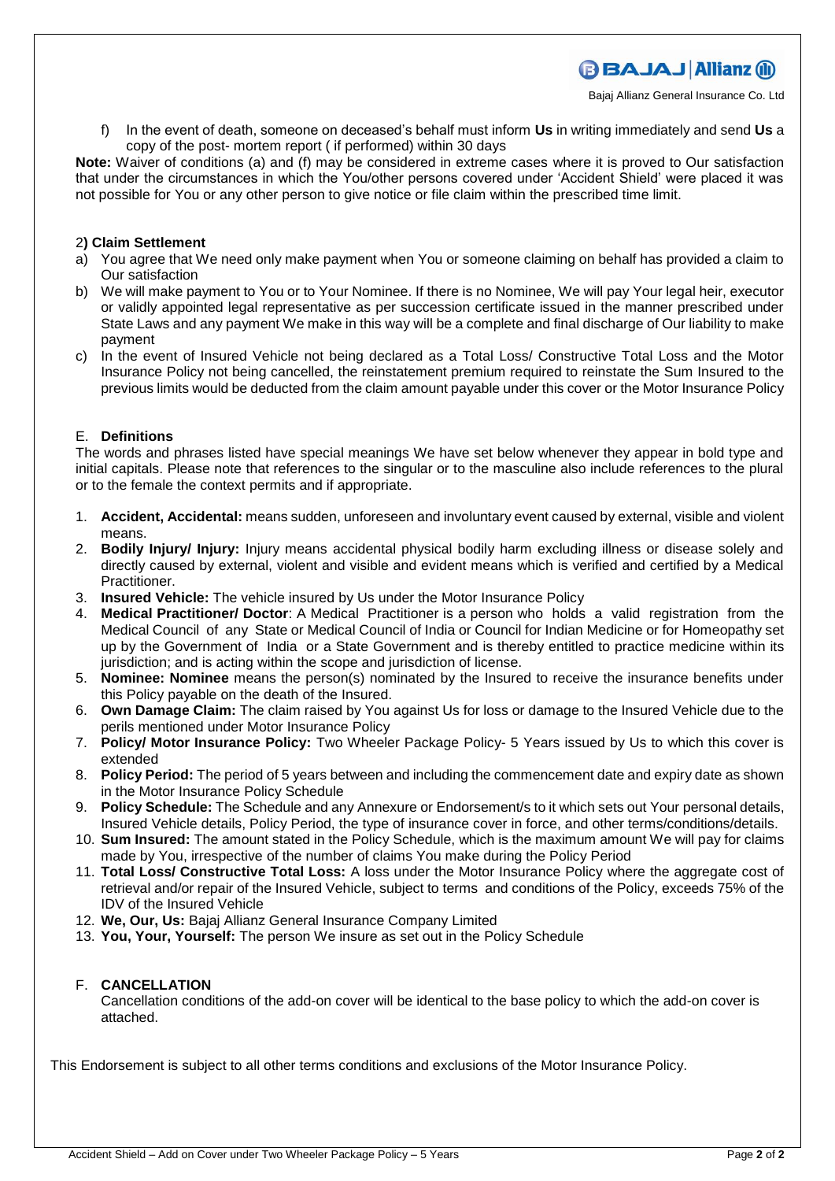f) In the event of death, someone on deceased's behalf must inform **Us** in writing immediately and send **Us** a copy of the post- mortem report ( if performed) within 30 days

**Note:** Waiver of conditions (a) and (f) may be considered in extreme cases where it is proved to Our satisfaction that under the circumstances in which the You/other persons covered under 'Accident Shield' were placed it was not possible for You or any other person to give notice or file claim within the prescribed time limit.

2**) Claim Settlement**

a) You agree that We need only make payment when You or someone claiming on behalf has provided a claim to Our satisfaction
b) We will make payment to You or to Your Nominee. If there is no Nominee, We will pay Your legal heir, executor or validly appointed legal representative as per succession certificate issued in the manner prescribed under State Laws and any payment We make in this way will be a complete and final discharge of Our liability to make payment
c) In the event of Insured Vehicle not being declared as a Total Loss/ Constructive Total Loss and the Motor Insurance Policy not being cancelled, the reinstatement premium required to reinstate the Sum Insured to the previous limits would be deducted from the claim amount payable under this cover or the Motor Insurance Policy

## E. Definitions

The words and phrases listed have special meanings We have set below whenever they appear in bold type and initial capitals. Please note that references to the singular or to the masculine also include references to the plural or to the female the context permits and if appropriate.

1. **Accident, Accidental:** means sudden, unforeseen and involuntary event caused by external, visible and violent means.
2. **Bodily Injury/ Injury:** Injury means accidental physical bodily harm excluding illness or disease solely and directly caused by external, violent and visible and evident means which is verified and certified by a Medical Practitioner.
3. **Insured Vehicle:** The vehicle insured by Us under the Motor Insurance Policy
4. **Medical Practitioner/ Doctor**: A Medical Practitioner is a person who holds a valid registration from the Medical Council of any State or Medical Council of India or Council for Indian Medicine or for Homeopathy set up by the Government of India or a State Government and is thereby entitled to practice medicine within its jurisdiction; and is acting within the scope and jurisdiction of license.
5. **Nominee: Nominee** means the person(s) nominated by the Insured to receive the insurance benefits under this Policy payable on the death of the Insured.
6. **Own Damage Claim:** The claim raised by You against Us for loss or damage to the Insured Vehicle due to the perils mentioned under Motor Insurance Policy
7. **Policy/ Motor Insurance Policy:** Two Wheeler Package Policy- 5 Years issued by Us to which this cover is extended
8. **Policy Period:** The period of 5 years between and including the commencement date and expiry date as shown in the Motor Insurance Policy Schedule
9. **Policy Schedule:** The Schedule and any Annexure or Endorsement/s to it which sets out Your personal details, Insured Vehicle details, Policy Period, the type of insurance cover in force, and other terms/conditions/details.
10. **Sum Insured:** The amount stated in the Policy Schedule, which is the maximum amount We will pay for claims made by You, irrespective of the number of claims You make during the Policy Period
11. **Total Loss/ Constructive Total Loss:** A loss under the Motor Insurance Policy where the aggregate cost of retrieval and/or repair of the Insured Vehicle, subject to terms and conditions of the Policy, exceeds 75% of the IDV of the Insured Vehicle
12. **We, Our, Us:** Bajaj Allianz General Insurance Company Limited
13. **You, Your, Yourself:** The person We insure as set out in the Policy Schedule

## F. CANCELLATION

Cancellation conditions of the add-on cover will be identical to the base policy to which the add-on cover is attached.

This Endorsement is subject to all other terms conditions and exclusions of the Motor Insurance Policy.